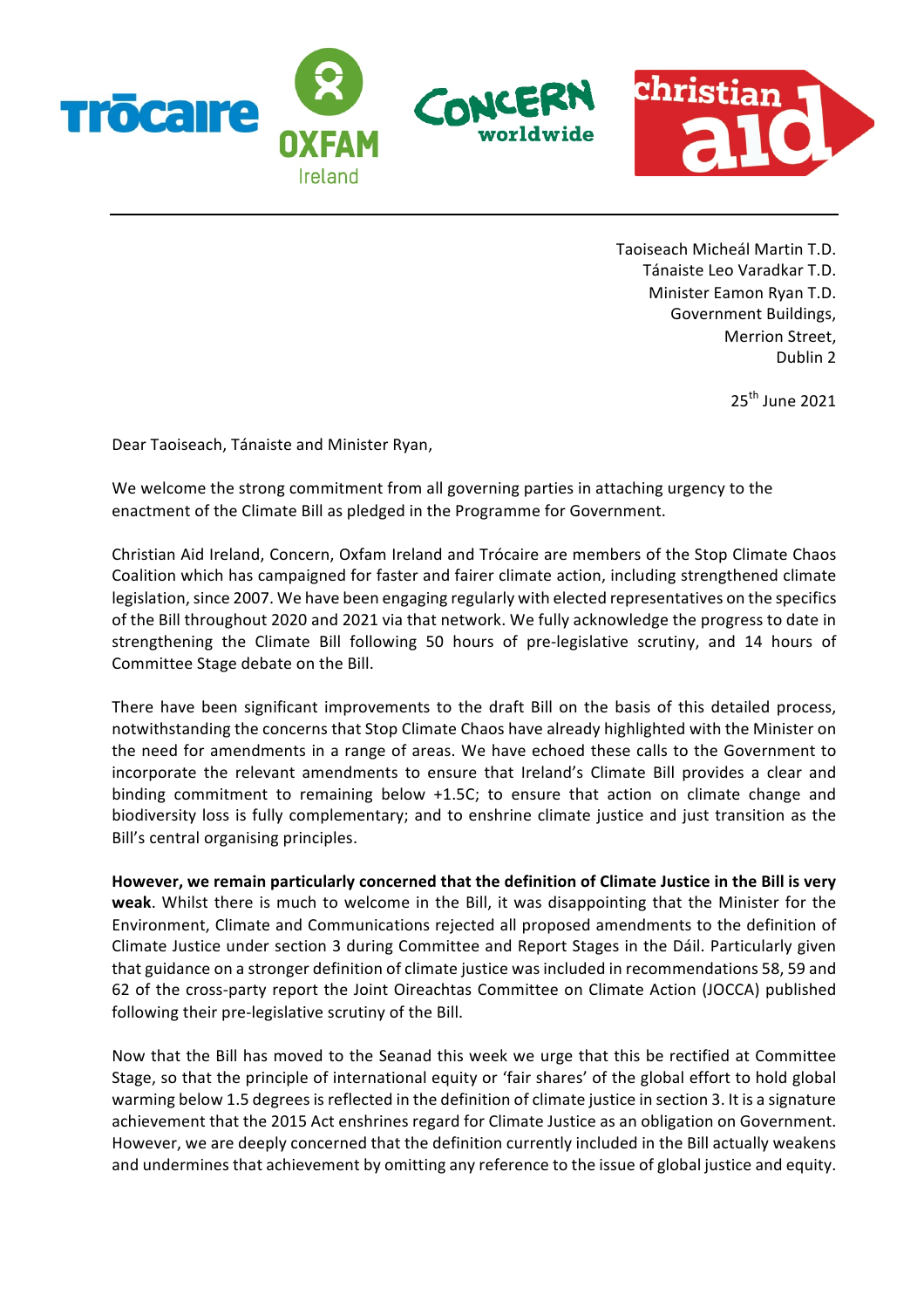Trócaire | Oxfam Ireland | Concern worldwide | christian aid

---

Taoiseach Micheál Martin T.D.
Tánaiste Leo Varadkar T.D.
Minister Eamon Ryan T.D.
Government Buildings,
Merrion Street,
Dublin 2

25th June 2021

Dear Taoiseach, Tánaiste and Minister Ryan,

We welcome the strong commitment from all governing parties in attaching urgency to the enactment of the Climate Bill as pledged in the Programme for Government.

Christian Aid Ireland, Concern, Oxfam Ireland and Trócaire are members of the Stop Climate Chaos Coalition which has campaigned for faster and fairer climate action, including strengthened climate legislation, since 2007. We have been engaging regularly with elected representatives on the specifics of the Bill throughout 2020 and 2021 via that network. We fully acknowledge the progress to date in strengthening the Climate Bill following 50 hours of pre-legislative scrutiny, and 14 hours of Committee Stage debate on the Bill.

There have been significant improvements to the draft Bill on the basis of this detailed process, notwithstanding the concerns that Stop Climate Chaos have already highlighted with the Minister on the need for amendments in a range of areas. We have echoed these calls to the Government to incorporate the relevant amendments to ensure that Ireland's Climate Bill provides a clear and binding commitment to remaining below +1.5C; to ensure that action on climate change and biodiversity loss is fully complementary; and to enshrine climate justice and just transition as the Bill's central organising principles.

**However, we remain particularly concerned that the definition of Climate Justice in the Bill is very weak**. Whilst there is much to welcome in the Bill, it was disappointing that the Minister for the Environment, Climate and Communications rejected all proposed amendments to the definition of Climate Justice under section 3 during Committee and Report Stages in the Dáil. Particularly given that guidance on a stronger definition of climate justice was included in recommendations 58, 59 and 62 of the cross-party report the Joint Oireachtas Committee on Climate Action (JOCCA) published following their pre-legislative scrutiny of the Bill.

Now that the Bill has moved to the Seanad this week we urge that this be rectified at Committee Stage, so that the principle of international equity or 'fair shares' of the global effort to hold global warming below 1.5 degrees is reflected in the definition of climate justice in section 3. It is a signature achievement that the 2015 Act enshrines regard for Climate Justice as an obligation on Government. However, we are deeply concerned that the definition currently included in the Bill actually weakens and undermines that achievement by omitting any reference to the issue of global justice and equity.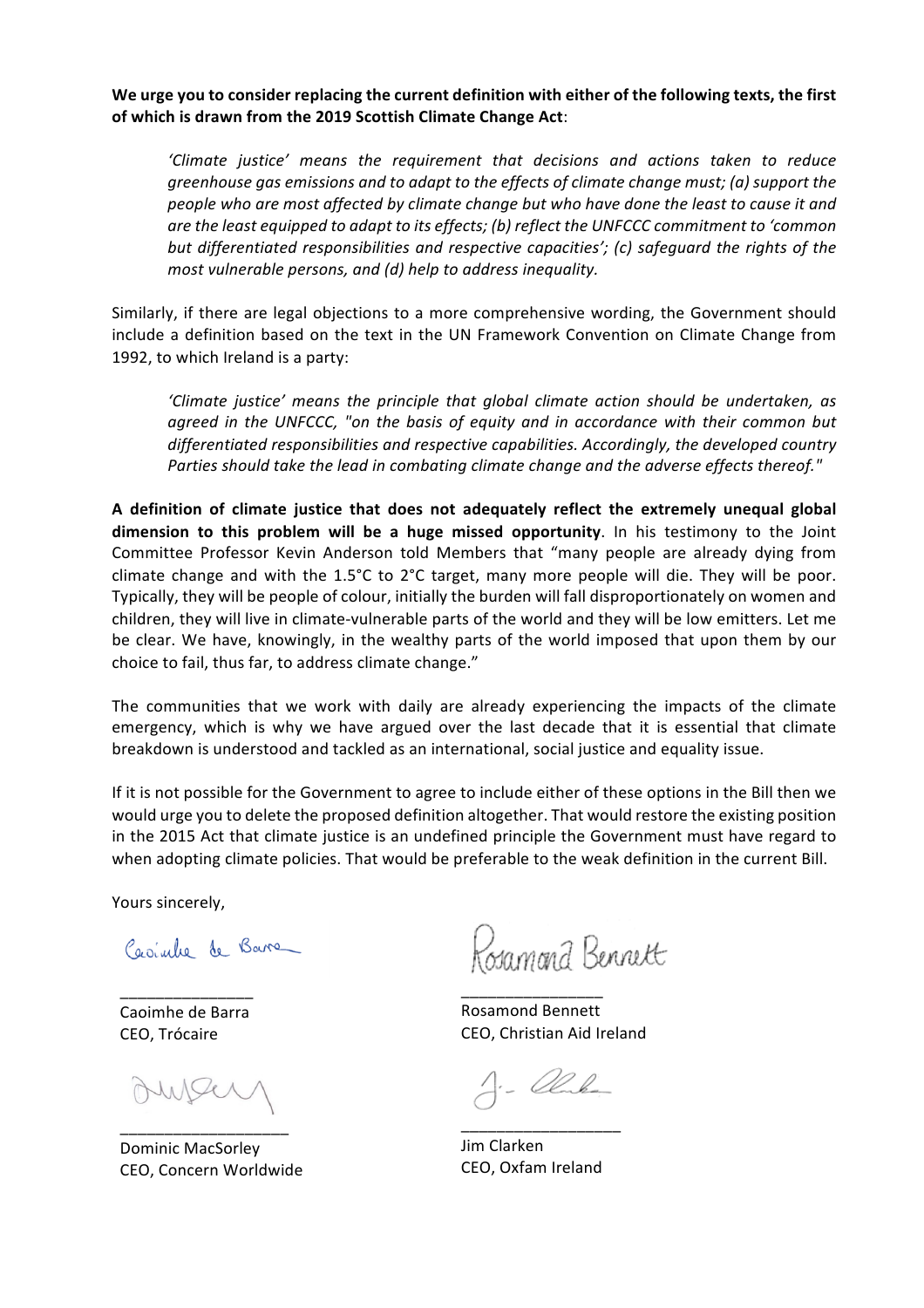**We urge you to consider replacing the current definition with either of the following texts, the first of which is drawn from the 2019 Scottish Climate Change Act**:

> *'Climate justice' means the requirement that decisions and actions taken to reduce greenhouse gas emissions and to adapt to the effects of climate change must; (a) support the people who are most affected by climate change but who have done the least to cause it and are the least equipped to adapt to its effects; (b) reflect the UNFCCC commitment to 'common but differentiated responsibilities and respective capacities'; (c) safeguard the rights of the most vulnerable persons, and (d) help to address inequality.*

Similarly, if there are legal objections to a more comprehensive wording, the Government should include a definition based on the text in the UN Framework Convention on Climate Change from 1992, to which Ireland is a party:

> *'Climate justice' means the principle that global climate action should be undertaken, as agreed in the UNFCCC, "on the basis of equity and in accordance with their common but differentiated responsibilities and respective capabilities. Accordingly, the developed country Parties should take the lead in combating climate change and the adverse effects thereof."*

**A definition of climate justice that does not adequately reflect the extremely unequal global dimension to this problem will be a huge missed opportunity**. In his testimony to the Joint Committee Professor Kevin Anderson told Members that "many people are already dying from climate change and with the 1.5°C to 2°C target, many more people will die. They will be poor. Typically, they will be people of colour, initially the burden will fall disproportionately on women and children, they will live in climate-vulnerable parts of the world and they will be low emitters. Let me be clear. We have, knowingly, in the wealthy parts of the world imposed that upon them by our choice to fail, thus far, to address climate change."

The communities that we work with daily are already experiencing the impacts of the climate emergency, which is why we have argued over the last decade that it is essential that climate breakdown is understood and tackled as an international, social justice and equality issue.

If it is not possible for the Government to agree to include either of these options in the Bill then we would urge you to delete the proposed definition altogether. That would restore the existing position in the 2015 Act that climate justice is an undefined principle the Government must have regard to when adopting climate policies. That would be preferable to the weak definition in the current Bill.

Yours sincerely,

Caoimhe de Barra
CEO, Trócaire

Rosamond Bennett
CEO, Christian Aid Ireland

Dominic MacSorley
CEO, Concern Worldwide

Jim Clarken
CEO, Oxfam Ireland